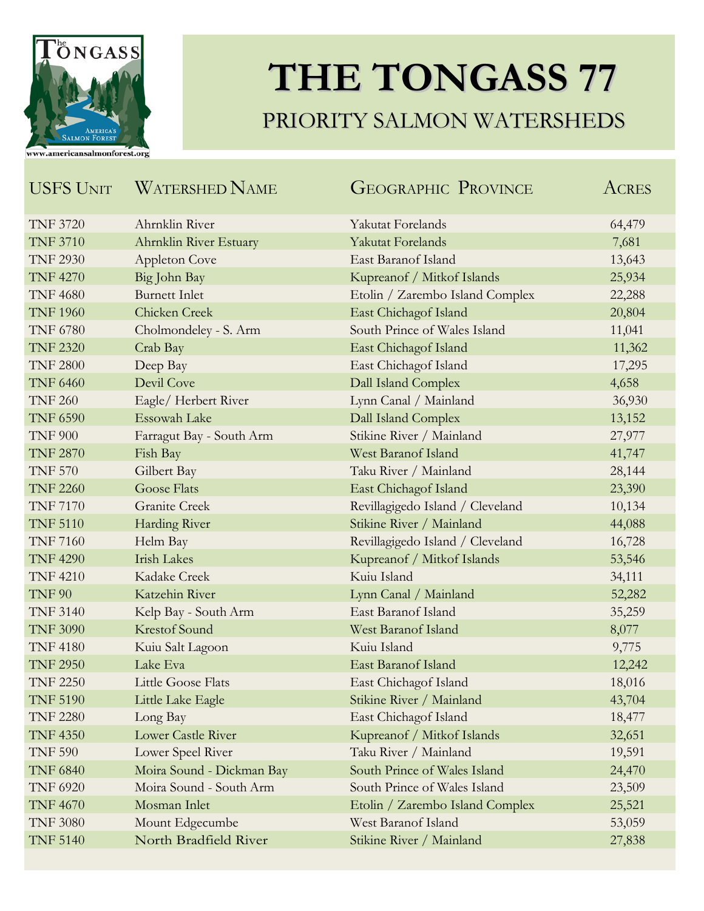# THE TONGASS 77

## PRIORITY SALMON WATERSHEDS

| USFS Unit | Watershed Name | Geographic Province | Acres |
|---|---|---|---|
| TNF 3720 | Ahrnklin River | Yakutat Forelands | 64,479 |
| TNF 3710 | Ahrnklin River Estuary | Yakutat Forelands | 7,681 |
| TNF 2930 | Appleton Cove | East Baranof Island | 13,643 |
| TNF 4270 | Big John Bay | Kupreanof / Mitkof Islands | 25,934 |
| TNF 4680 | Burnett Inlet | Etolin / Zarembo Island Complex | 22,288 |
| TNF 1960 | Chicken Creek | East Chichagof Island | 20,804 |
| TNF 6780 | Cholmondeley - S. Arm | South Prince of Wales Island | 11,041 |
| TNF 2320 | Crab Bay | East Chichagof Island | 11,362 |
| TNF 2800 | Deep Bay | East Chichagof Island | 17,295 |
| TNF 6460 | Devil Cove | Dall Island Complex | 4,658 |
| TNF 260 | Eagle/ Herbert River | Lynn Canal / Mainland | 36,930 |
| TNF 6590 | Essowah Lake | Dall Island Complex | 13,152 |
| TNF 900 | Farragut Bay - South Arm | Stikine River / Mainland | 27,977 |
| TNF 2870 | Fish Bay | West Baranof Island | 41,747 |
| TNF 570 | Gilbert Bay | Taku River / Mainland | 28,144 |
| TNF 2260 | Goose Flats | East Chichagof Island | 23,390 |
| TNF 7170 | Granite Creek | Revillagigedo Island / Cleveland | 10,134 |
| TNF 5110 | Harding River | Stikine River / Mainland | 44,088 |
| TNF 7160 | Helm Bay | Revillagigedo Island / Cleveland | 16,728 |
| TNF 4290 | Irish Lakes | Kupreanof / Mitkof Islands | 53,546 |
| TNF 4210 | Kadake Creek | Kuiu Island | 34,111 |
| TNF 90 | Katzehin River | Lynn Canal / Mainland | 52,282 |
| TNF 3140 | Kelp Bay - South Arm | East Baranof Island | 35,259 |
| TNF 3090 | Krestof Sound | West Baranof Island | 8,077 |
| TNF 4180 | Kuiu Salt Lagoon | Kuiu Island | 9,775 |
| TNF 2950 | Lake Eva | East Baranof Island | 12,242 |
| TNF 2250 | Little Goose Flats | East Chichagof Island | 18,016 |
| TNF 5190 | Little Lake Eagle | Stikine River / Mainland | 43,704 |
| TNF 2280 | Long Bay | East Chichagof Island | 18,477 |
| TNF 4350 | Lower Castle River | Kupreanof / Mitkof Islands | 32,651 |
| TNF 590 | Lower Speel River | Taku River / Mainland | 19,591 |
| TNF 6840 | Moira Sound - Dickman Bay | South Prince of Wales Island | 24,470 |
| TNF 6920 | Moira Sound - South Arm | South Prince of Wales Island | 23,509 |
| TNF 4670 | Mosman Inlet | Etolin / Zarembo Island Complex | 25,521 |
| TNF 3080 | Mount Edgecumbe | West Baranof Island | 53,059 |
| TNF 5140 | North Bradfield River | Stikine River / Mainland | 27,838 |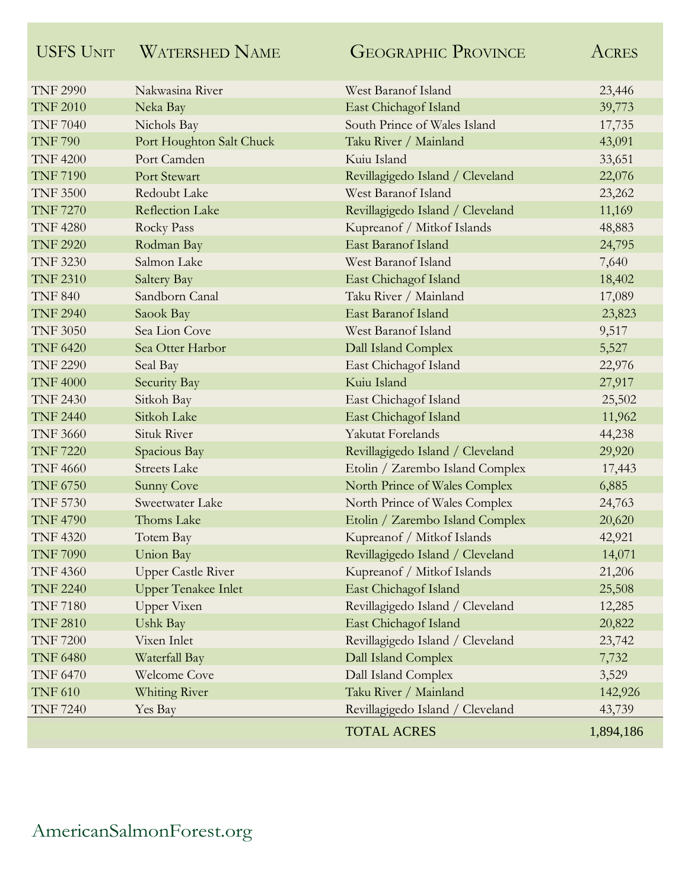| USFS Unit | Watershed Name | Geographic Province | Acres |
|---|---|---|---|
| TNF 2990 | Nakwasina River | West Baranof Island | 23,446 |
| TNF 2010 | Neka Bay | East Chichagof Island | 39,773 |
| TNF 7040 | Nichols Bay | South Prince of Wales Island | 17,735 |
| TNF 790 | Port Houghton Salt Chuck | Taku River / Mainland | 43,091 |
| TNF 4200 | Port Camden | Kuiu Island | 33,651 |
| TNF 7190 | Port Stewart | Revillagigedo Island / Cleveland | 22,076 |
| TNF 3500 | Redoubt Lake | West Baranof Island | 23,262 |
| TNF 7270 | Reflection Lake | Revillagigedo Island / Cleveland | 11,169 |
| TNF 4280 | Rocky Pass | Kupreanof / Mitkof Islands | 48,883 |
| TNF 2920 | Rodman Bay | East Baranof Island | 24,795 |
| TNF 3230 | Salmon Lake | West Baranof Island | 7,640 |
| TNF 2310 | Saltery Bay | East Chichagof Island | 18,402 |
| TNF 840 | Sandborn Canal | Taku River / Mainland | 17,089 |
| TNF 2940 | Saook Bay | East Baranof Island | 23,823 |
| TNF 3050 | Sea Lion Cove | West Baranof Island | 9,517 |
| TNF 6420 | Sea Otter Harbor | Dall Island Complex | 5,527 |
| TNF 2290 | Seal Bay | East Chichagof Island | 22,976 |
| TNF 4000 | Security Bay | Kuiu Island | 27,917 |
| TNF 2430 | Sitkoh Bay | East Chichagof Island | 25,502 |
| TNF 2440 | Sitkoh Lake | East Chichagof Island | 11,962 |
| TNF 3660 | Situk River | Yakutat Forelands | 44,238 |
| TNF 7220 | Spacious Bay | Revillagigedo Island / Cleveland | 29,920 |
| TNF 4660 | Streets Lake | Etolin / Zarembo Island Complex | 17,443 |
| TNF 6750 | Sunny Cove | North Prince of Wales Complex | 6,885 |
| TNF 5730 | Sweetwater Lake | North Prince of Wales Complex | 24,763 |
| TNF 4790 | Thoms Lake | Etolin / Zarembo Island Complex | 20,620 |
| TNF 4320 | Totem Bay | Kupreanof / Mitkof Islands | 42,921 |
| TNF 7090 | Union Bay | Revillagigedo Island / Cleveland | 14,071 |
| TNF 4360 | Upper Castle River | Kupreanof / Mitkof Islands | 21,206 |
| TNF 2240 | Upper Tenakee Inlet | East Chichagof Island | 25,508 |
| TNF 7180 | Upper Vixen | Revillagigedo Island / Cleveland | 12,285 |
| TNF 2810 | Ushk Bay | East Chichagof Island | 20,822 |
| TNF 7200 | Vixen Inlet | Revillagigedo Island / Cleveland | 23,742 |
| TNF 6480 | Waterfall Bay | Dall Island Complex | 7,732 |
| TNF 6470 | Welcome Cove | Dall Island Complex | 3,529 |
| TNF 610 | Whiting River | Taku River / Mainland | 142,926 |
| TNF 7240 | Yes Bay | Revillagigedo Island / Cleveland | 43,739 |
| | | TOTAL ACRES | 1,894,186 |

AmericanSalmonForest.org